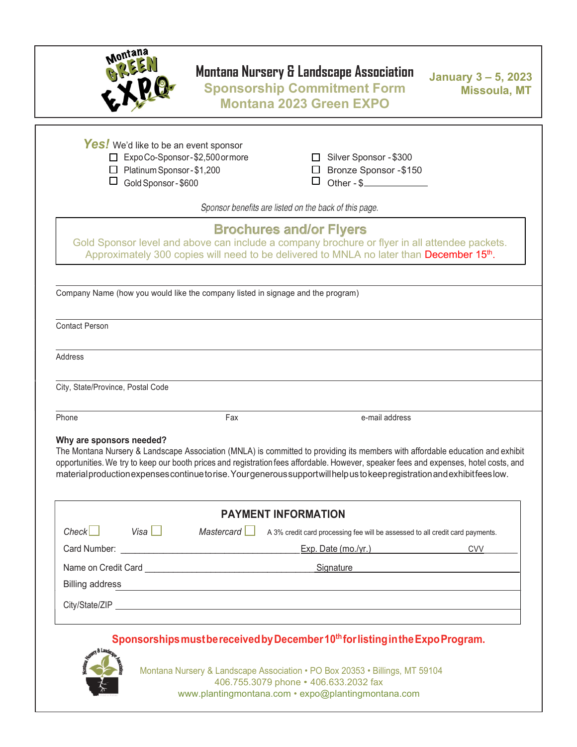# Montana Nursery & Landscape Association

## Sponsorship Commitment Form

## Montana 2023 Green EXPO

**January 3 – 5, 2023**
**Missoula, MT**

***Yes!*** We'd like to be an event sponsor

- ☐ Expo Co-Sponsor - $2,500 or more
- ☐ Platinum Sponsor - $1,200
- ☐ Gold Sponsor - $600
- ☐ Silver Sponsor - $300
- ☐ Bronze Sponsor - $150
- ☐ Other - $____________

*Sponsor benefits are listed on the back of this page.*

### Brochures and/or Flyers

Gold Sponsor level and above can include a company brochure or flyer in all attendee packets. Approximately 300 copies will need to be delivered to MNLA no later than December 15th.

Company Name (how you would like the company listed in signage and the program)

Contact Person

Address

City, State/Province, Postal Code

Phone    Fax    e-mail address

**Why are sponsors needed?**

The Montana Nursery & Landscape Association (MNLA) is committed to providing its members with affordable education and exhibit opportunities. We try to keep our booth prices and registration fees affordable. However, speaker fees and expenses, hotel costs, and material production expenses continue to rise. Your generous support will help us to keep registration and exhibit fees low.

### PAYMENT INFORMATION

*Check* ☐ *Visa* ☐ *Mastercard* ☐ A 3% credit card processing fee will be assessed to all credit card payments.

Card Number: ____________________ Exp. Date (mo./yr.) ____________ CVV ______

Name on Credit Card ____________________ Signature ____________________

Billing address ____________________

City/State/ZIP ____________________

**Sponsorships must be received by December 10th for listing in the Expo Program.**

Montana Nursery & Landscape Association • PO Box 20353 • Billings, MT 59104
406.755.3079 phone • 406.633.2032 fax
www.plantingmontana.com • expo@plantingmontana.com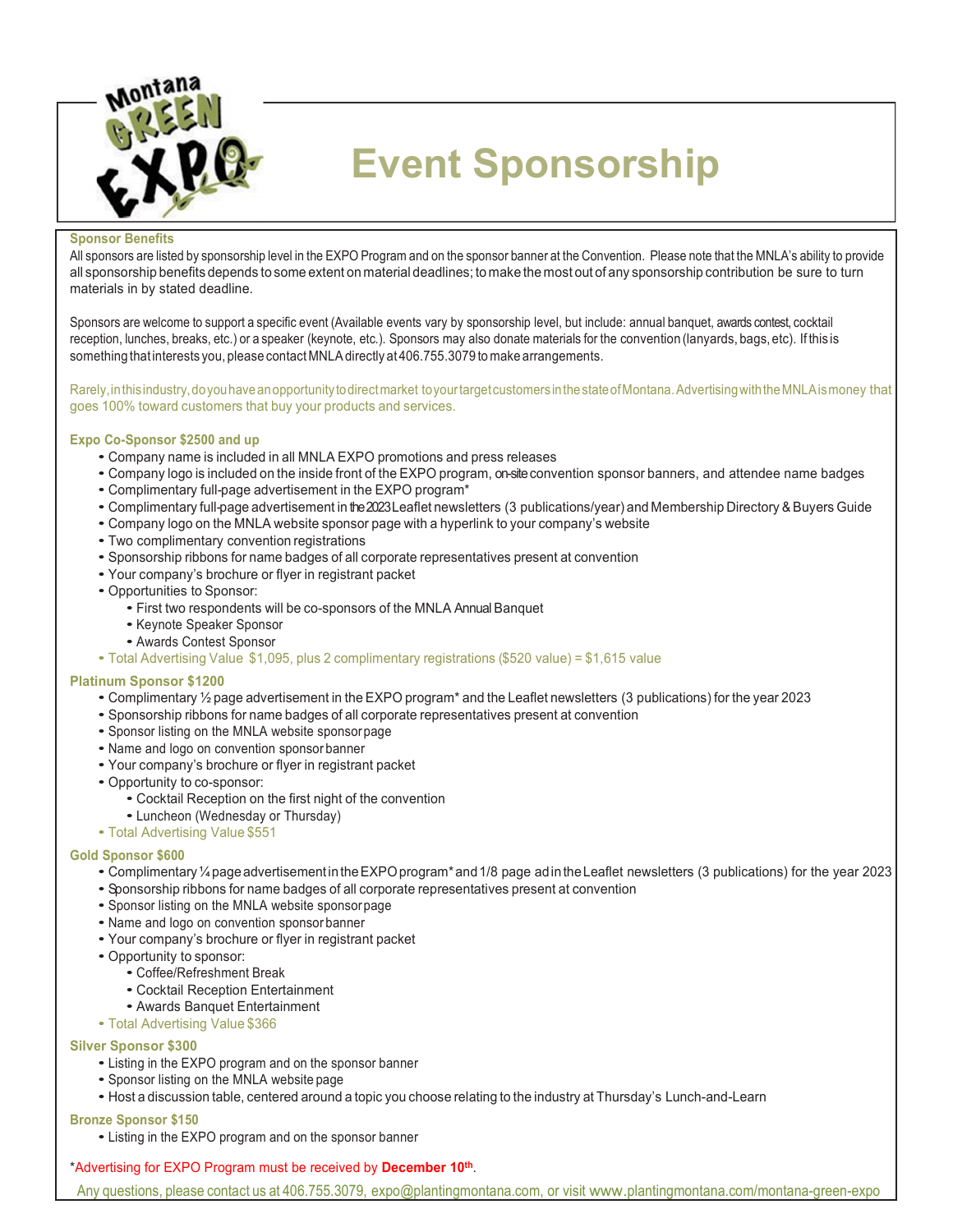# Event Sponsorship

### Sponsor Benefits

All sponsors are listed by sponsorship level in the EXPO Program and on the sponsor banner at the Convention. Please note that the MNLA's ability to provide all sponsorship benefits depends to some extent on material deadlines; to make the most out of any sponsorship contribution be sure to turn materials in by stated deadline.

Sponsors are welcome to support a specific event (Available events vary by sponsorship level, but include: annual banquet, awards contest, cocktail reception, lunches, breaks, etc.) or a speaker (keynote, etc.). Sponsors may also donate materials for the convention (lanyards, bags, etc). If this is something that interests you, please contact MNLA directly at 406.755.3079 to make arrangements.

Rarely, in this industry, do you have an opportunity to direct market to your target customers in the state of Montana. Advertising with the MNLA is money that goes 100% toward customers that buy your products and services.

### Expo Co-Sponsor $2500 and up

- Company name is included in all MNLA EXPO promotions and press releases
- Company logo is included on the inside front of the EXPO program, on-site convention sponsor banners, and attendee name badges
- Complimentary full-page advertisement in the EXPO program*
- Complimentary full-page advertisement in the 2023 Leaflet newsletters (3 publications/year) and Membership Directory & Buyers Guide
- Company logo on the MNLA website sponsor page with a hyperlink to your company's website
- Two complimentary convention registrations
- Sponsorship ribbons for name badges of all corporate representatives present at convention
- Your company's brochure or flyer in registrant packet
- Opportunities to Sponsor:
  - First two respondents will be co-sponsors of the MNLA Annual Banquet
  - Keynote Speaker Sponsor
  - Awards Contest Sponsor
- Total Advertising Value $1,095, plus 2 complimentary registrations ($520 value) = $1,615 value

### Platinum Sponsor $1200

- Complimentary ½ page advertisement in the EXPO program* and the Leaflet newsletters (3 publications) for the year 2023
- Sponsorship ribbons for name badges of all corporate representatives present at convention
- Sponsor listing on the MNLA website sponsor page
- Name and logo on convention sponsor banner
- Your company's brochure or flyer in registrant packet
- Opportunity to co-sponsor:
  - Cocktail Reception on the first night of the convention
  - Luncheon (Wednesday or Thursday)
- Total Advertising Value $551

### Gold Sponsor $600

- Complimentary ¼ page advertisement in the EXPO program* and 1/8 page ad in the Leaflet newsletters (3 publications) for the year 2023
- Sponsorship ribbons for name badges of all corporate representatives present at convention
- Sponsor listing on the MNLA website sponsor page
- Name and logo on convention sponsor banner
- Your company's brochure or flyer in registrant packet
- Opportunity to sponsor:
  - Coffee/Refreshment Break
  - Cocktail Reception Entertainment
  - Awards Banquet Entertainment
- Total Advertising Value $366

### Silver Sponsor $300

- Listing in the EXPO program and on the sponsor banner
- Sponsor listing on the MNLA website page
- Host a discussion table, centered around a topic you choose relating to the industry at Thursday's Lunch-and-Learn

### Bronze Sponsor $150

- Listing in the EXPO program and on the sponsor banner

*Advertising for EXPO Program must be received by **December 10th**.

Any questions, please contact us at 406.755.3079, expo@plantingmontana.com, or visit www.plantingmontana.com/montana-green-expo